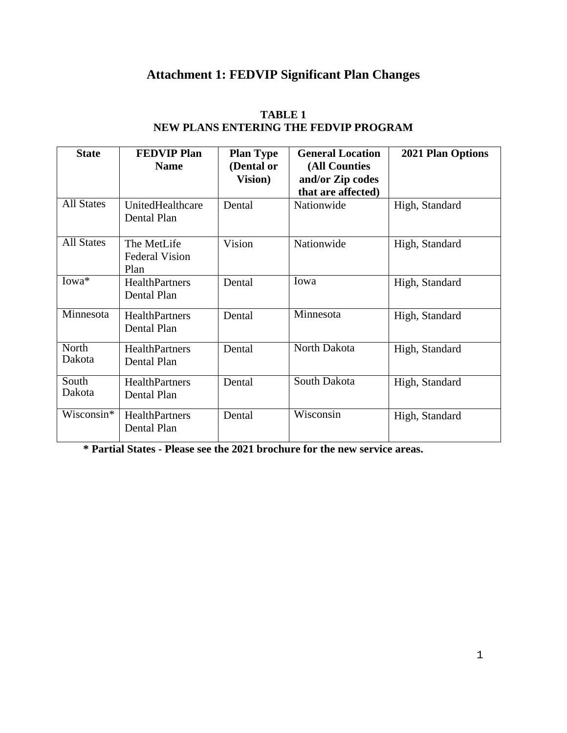# Attachment 1: FEDVIP Significant Plan Changes

**TABLE 1**
**NEW PLANS ENTERING THE FEDVIP PROGRAM**

| State | FEDVIP Plan Name | Plan Type (Dental or Vision) | General Location (All Counties and/or Zip codes that are affected) | 2021 Plan Options |
|---|---|---|---|---|
| All States | UnitedHealthcare Dental Plan | Dental | Nationwide | High, Standard |
| All States | The MetLife Federal Vision Plan | Vision | Nationwide | High, Standard |
| Iowa* | HealthPartners Dental Plan | Dental | Iowa | High, Standard |
| Minnesota | HealthPartners Dental Plan | Dental | Minnesota | High, Standard |
| North Dakota | HealthPartners Dental Plan | Dental | North Dakota | High, Standard |
| South Dakota | HealthPartners Dental Plan | Dental | South Dakota | High, Standard |
| Wisconsin* | HealthPartners Dental Plan | Dental | Wisconsin | High, Standard |

**\* Partial States - Please see the 2021 brochure for the new service areas.**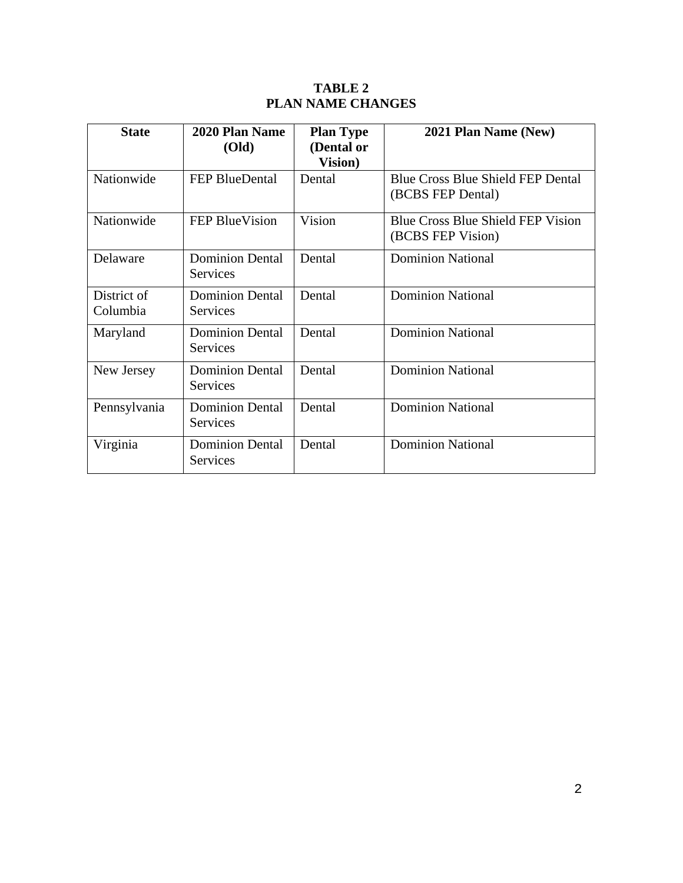**TABLE 2**
**PLAN NAME CHANGES**

| State | 2020 Plan Name (Old) | Plan Type (Dental or Vision) | 2021 Plan Name (New) |
|---|---|---|---|
| Nationwide | FEP BlueDental | Dental | Blue Cross Blue Shield FEP Dental (BCBS FEP Dental) |
| Nationwide | FEP BlueVision | Vision | Blue Cross Blue Shield FEP Vision (BCBS FEP Vision) |
| Delaware | Dominion Dental Services | Dental | Dominion National |
| District of Columbia | Dominion Dental Services | Dental | Dominion National |
| Maryland | Dominion Dental Services | Dental | Dominion National |
| New Jersey | Dominion Dental Services | Dental | Dominion National |
| Pennsylvania | Dominion Dental Services | Dental | Dominion National |
| Virginia | Dominion Dental Services | Dental | Dominion National |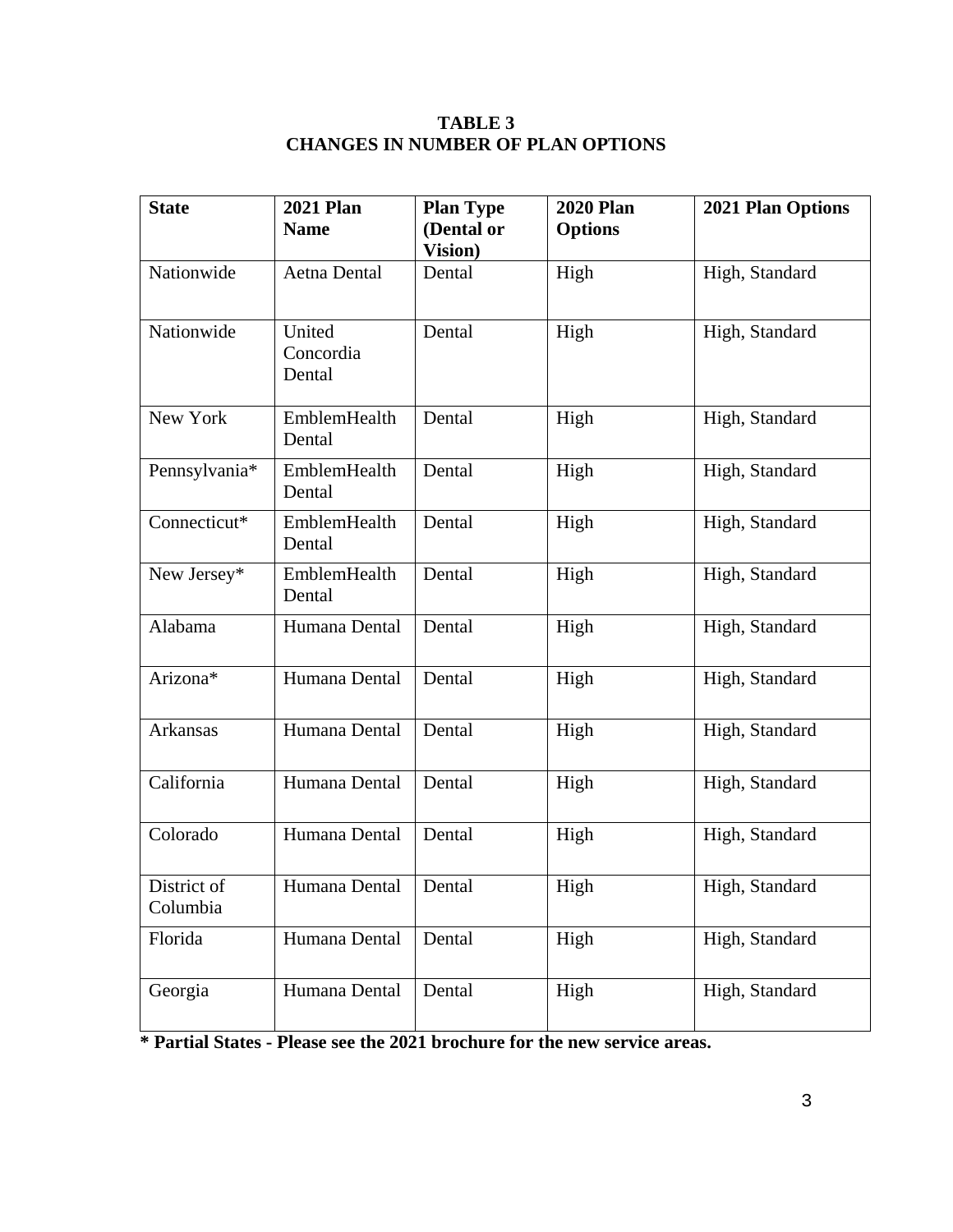**TABLE 3**
**CHANGES IN NUMBER OF PLAN OPTIONS**

| State | 2021 Plan Name | Plan Type (Dental or Vision) | 2020 Plan Options | 2021 Plan Options |
|---|---|---|---|---|
| Nationwide | Aetna Dental | Dental | High | High, Standard |
| Nationwide | United Concordia Dental | Dental | High | High, Standard |
| New York | EmblemHealth Dental | Dental | High | High, Standard |
| Pennsylvania* | EmblemHealth Dental | Dental | High | High, Standard |
| Connecticut* | EmblemHealth Dental | Dental | High | High, Standard |
| New Jersey* | EmblemHealth Dental | Dental | High | High, Standard |
| Alabama | Humana Dental | Dental | High | High, Standard |
| Arizona* | Humana Dental | Dental | High | High, Standard |
| Arkansas | Humana Dental | Dental | High | High, Standard |
| California | Humana Dental | Dental | High | High, Standard |
| Colorado | Humana Dental | Dental | High | High, Standard |
| District of Columbia | Humana Dental | Dental | High | High, Standard |
| Florida | Humana Dental | Dental | High | High, Standard |
| Georgia | Humana Dental | Dental | High | High, Standard |

**\* Partial States - Please see the 2021 brochure for the new service areas.**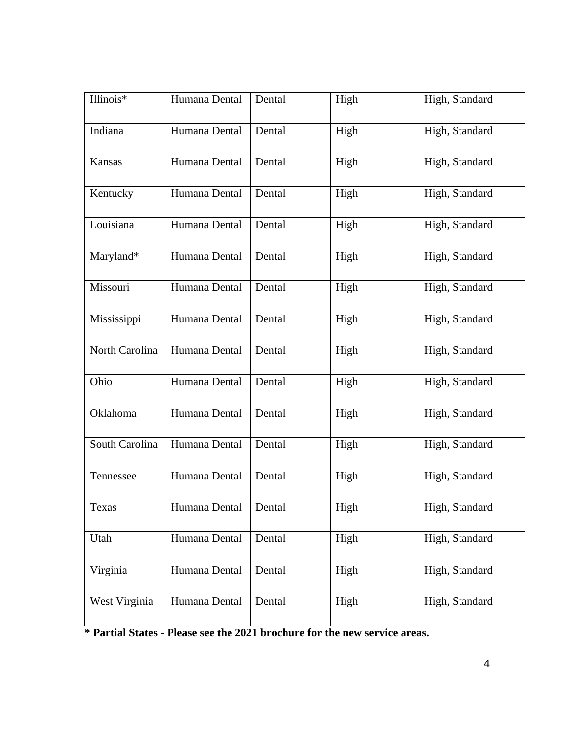| | | | | |
|---|---|---|---|---|
| Illinois* | Humana Dental | Dental | High | High, Standard |
| Indiana | Humana Dental | Dental | High | High, Standard |
| Kansas | Humana Dental | Dental | High | High, Standard |
| Kentucky | Humana Dental | Dental | High | High, Standard |
| Louisiana | Humana Dental | Dental | High | High, Standard |
| Maryland* | Humana Dental | Dental | High | High, Standard |
| Missouri | Humana Dental | Dental | High | High, Standard |
| Mississippi | Humana Dental | Dental | High | High, Standard |
| North Carolina | Humana Dental | Dental | High | High, Standard |
| Ohio | Humana Dental | Dental | High | High, Standard |
| Oklahoma | Humana Dental | Dental | High | High, Standard |
| South Carolina | Humana Dental | Dental | High | High, Standard |
| Tennessee | Humana Dental | Dental | High | High, Standard |
| Texas | Humana Dental | Dental | High | High, Standard |
| Utah | Humana Dental | Dental | High | High, Standard |
| Virginia | Humana Dental | Dental | High | High, Standard |
| West Virginia | Humana Dental | Dental | High | High, Standard |

**\* Partial States - Please see the 2021 brochure for the new service areas.**